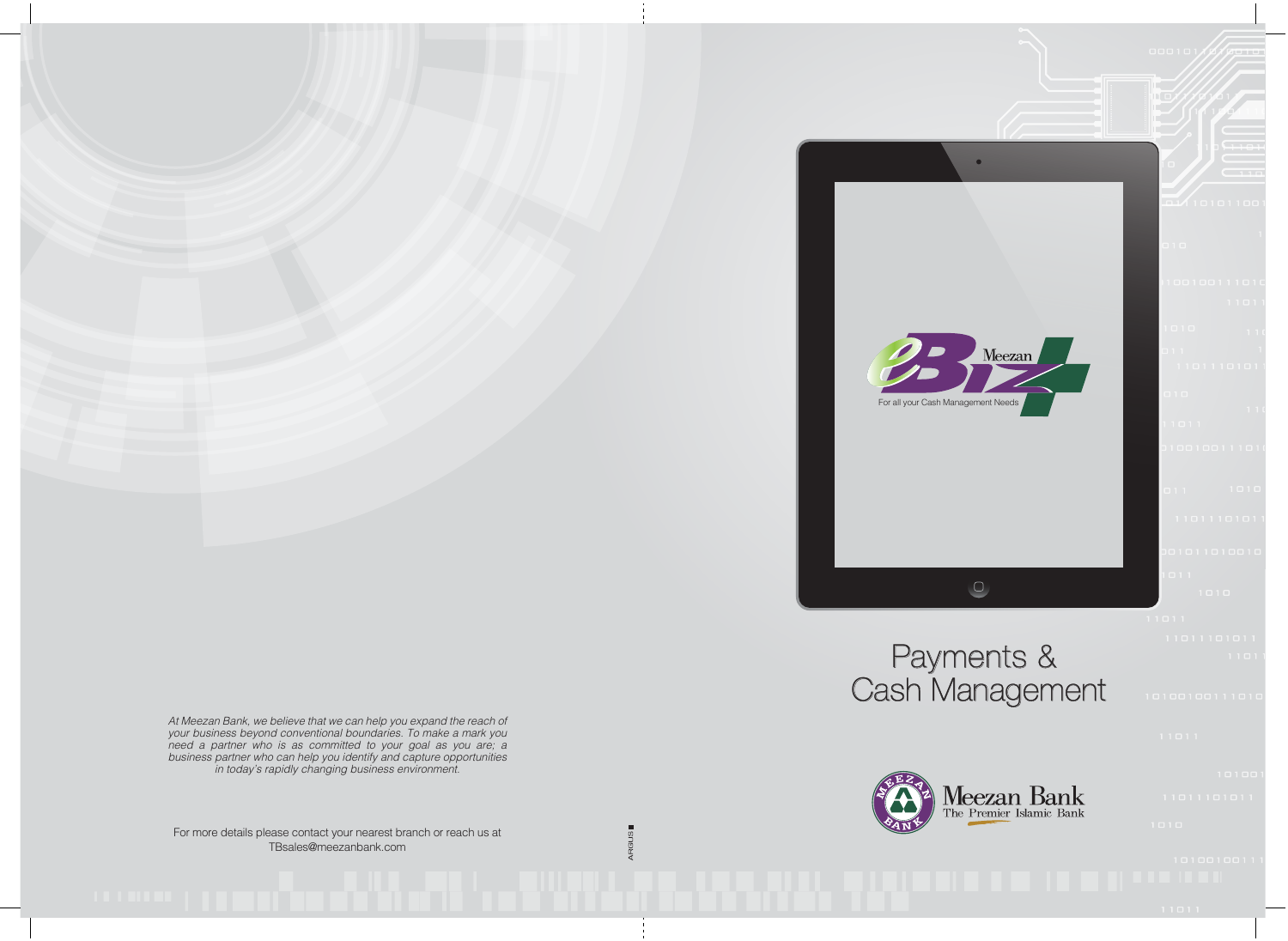At Meezan Bank, we believe that we can help you expand the reach of your business beyond conventional boundaries. To make a mark you need a partner who is as committed to your goal as you are; a business partner who can help you identify and capture opportunities in today's rapidly changing business environment.

For more details please contact your nearest branch or reach us at TBsales@meezanbank.com

Meezan eBiz+

For all your Cash Management Needs

# Payments & Cash Management

Meezan Bank

The Premier Islamic Bank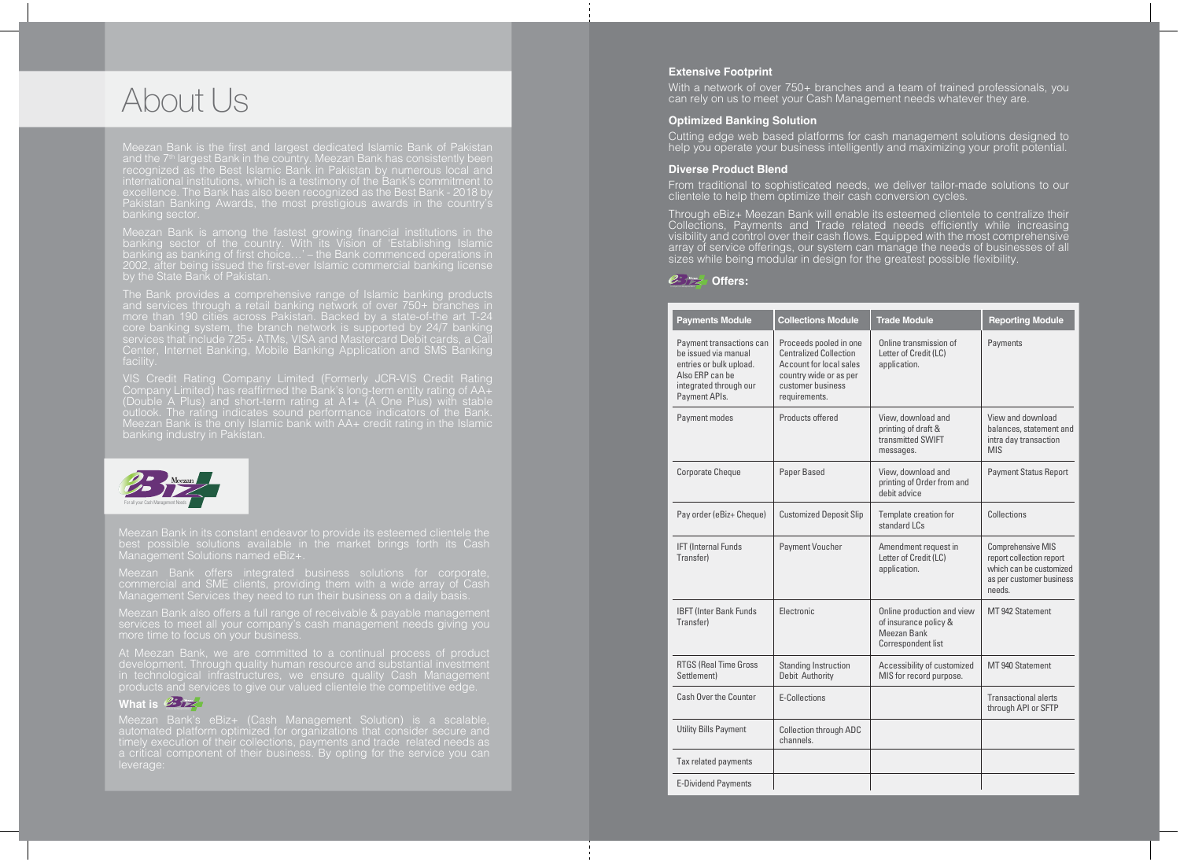# About Us

Meezan Bank is the first and largest dedicated Islamic Bank of Pakistan and the 7th largest Bank in the country. Meezan Bank has consistently been recognized as the Best Islamic Bank in Pakistan by numerous local and international institutions, which is a testimony of the Bank's commitment to excellence. The Bank has also been recognized as the Best Bank - 2018 by Pakistan Banking Awards, the most prestigious awards in the country's banking sector.

Meezan Bank is among the fastest growing financial institutions in the banking sector of the country. With its Vision of 'Establishing Islamic banking as banking of first choice…' – the Bank commenced operations in 2002, after being issued the first-ever Islamic commercial banking license by the State Bank of Pakistan.

The Bank provides a comprehensive range of Islamic banking products and services through a retail banking network of over 750+ branches in more than 190 cities across Pakistan. Backed by a state-of-the art T-24 core banking system, the branch network is supported by 24/7 banking services that include 725+ ATMs, VISA and Mastercard Debit cards, a Call Center, Internet Banking, Mobile Banking Application and SMS Banking facility.

VIS Credit Rating Company Limited (Formerly JCR-VIS Credit Rating Company Limited) has reaffirmed the Bank's long-term entity rating of AA+ (Double A Plus) and short-term rating at A1+ (A One Plus) with stable outlook. The rating indicates sound performance indicators of the Bank. Meezan Bank is the only Islamic bank with AA+ credit rating in the Islamic banking industry in Pakistan.

Meezan eBiz+ For all your Cash Management Needs

Meezan Bank in its constant endeavor to provide its esteemed clientele the best possible solutions available in the market brings forth its Cash Management Solutions named eBiz+.

Meezan Bank offers integrated business solutions for corporate, commercial and SME clients, providing them with a wide array of Cash Management Services they need to run their business on a daily basis.

Meezan Bank also offers a full range of receivable & payable management services to meet all your company's cash management needs giving you more time to focus on your business.

At Meezan Bank, we are committed to a continual process of product development. Through quality human resource and substantial investment in technological infrastructures, we ensure quality Cash Management products and services to give our valued clientele the competitive edge.

### What is eBiz+

Meezan Bank's eBiz+ (Cash Management Solution) is a scalable, automated platform optimized for organizations that consider secure and timely execution of their collections, payments and trade related needs as a critical component of their business. By opting for the service you can leverage:

**Extensive Footprint**

With a network of over 750+ branches and a team of trained professionals, you can rely on us to meet your Cash Management needs whatever they are.

**Optimized Banking Solution**

Cutting edge web based platforms for cash management solutions designed to help you operate your business intelligently and maximizing your profit potential.

**Diverse Product Blend**

From traditional to sophisticated needs, we deliver tailor-made solutions to our clientele to help them optimize their cash conversion cycles.

Through eBiz+ Meezan Bank will enable its esteemed clientele to centralize their Collections, Payments and Trade related needs efficiently while increasing visibility and control over their cash flows. Equipped with the most comprehensive array of service offerings, our system can manage the needs of businesses of all sizes while being modular in design for the greatest possible flexibility.

### eBiz+ Offers:

| Payments Module | Collections Module | Trade Module | Reporting Module |
|---|---|---|---|
| Payment transactions can be issued via manual entries or bulk upload. Also ERP can be integrated through our Payment APIs. | Proceeds pooled in one Centralized Collection Account for local sales country wide or as per customer business requirements. | Online transmission of Letter of Credit (LC) application. | Payments |
| Payment modes | Products offered | View, download and printing of draft & transmitted SWIFT messages. | View and download balances, statement and intra day transaction MIS |
| Corporate Cheque | Paper Based | View, download and printing of Order from and debit advice | Payment Status Report |
| Pay order (eBiz+ Cheque) | Customized Deposit Slip | Template creation for standard LCs | Collections |
| IFT (Internal Funds Transfer) | Payment Voucher | Amendment request in Letter of Credit (LC) application. | Comprehensive MIS report collection report which can be customized as per customer business needs. |
| IBFT (Inter Bank Funds Transfer) | Electronic | Online production and view of insurance policy & Meezan Bank Correspondent list | MT 942 Statement |
| RTGS (Real Time Gross Settlement) | Standing Instruction Debit Authority | Accessibility of customized MIS for record purpose. | MT 940 Statement |
| Cash Over the Counter | E-Collections | | Transactional alerts through API or SFTP |
| Utility Bills Payment | Collection through ADC channels. | | |
| Tax related payments | | | |
| E-Dividend Payments | | | |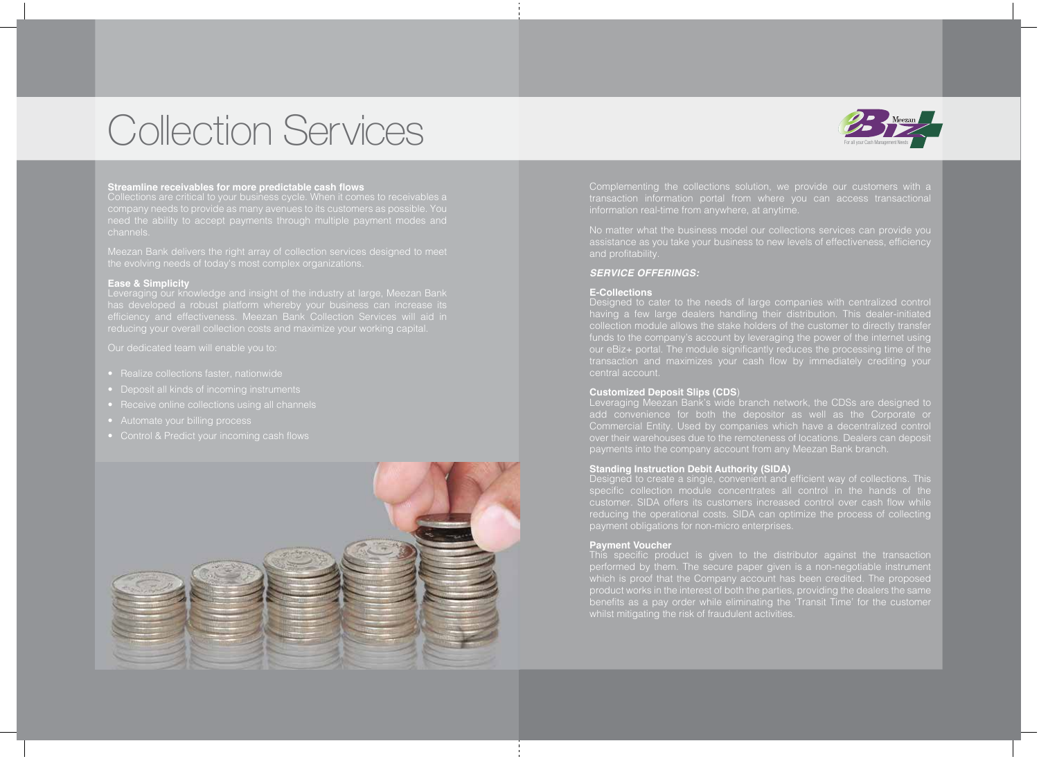# Collection Services

### Streamline receivables for more predictable cash flows

Collections are critical to your business cycle. When it comes to receivables a company needs to provide as many avenues to its customers as possible. You need the ability to accept payments through multiple payment modes and channels.

Meezan Bank delivers the right array of collection services designed to meet the evolving needs of today's most complex organizations.

### Ease & Simplicity

Leveraging our knowledge and insight of the industry at large, Meezan Bank has developed a robust platform whereby your business can increase its efficiency and effectiveness. Meezan Bank Collection Services will aid in reducing your overall collection costs and maximize your working capital.

Our dedicated team will enable you to:

- Realize collections faster, nationwide
- Deposit all kinds of incoming instruments
- Receive online collections using all channels
- Automate your billing process
- Control & Predict your incoming cash flows

Complementing the collections solution, we provide our customers with a transaction information portal from where you can access transactional information real-time from anywhere, at anytime.

No matter what the business model our collections services can provide you assistance as you take your business to new levels of effectiveness, efficiency and profitability.

### *SERVICE OFFERINGS:*

### E-Collections

Designed to cater to the needs of large companies with centralized control having a few large dealers handling their distribution. This dealer-initiated collection module allows the stake holders of the customer to directly transfer funds to the company's account by leveraging the power of the internet using our eBiz+ portal. The module significantly reduces the processing time of the transaction and maximizes your cash flow by immediately crediting your central account.

### Customized Deposit Slips (CDS)

Leveraging Meezan Bank's wide branch network, the CDSs are designed to add convenience for both the depositor as well as the Corporate or Commercial Entity. Used by companies which have a decentralized control over their warehouses due to the remoteness of locations. Dealers can deposit payments into the company account from any Meezan Bank branch.

### Standing Instruction Debit Authority (SIDA)

Designed to create a single, convenient and efficient way of collections. This specific collection module concentrates all control in the hands of the customer. SIDA offers its customers increased control over cash flow while reducing the operational costs. SIDA can optimize the process of collecting payment obligations for non-micro enterprises.

### Payment Voucher

This specific product is given to the distributor against the transaction performed by them. The secure paper given is a non-negotiable instrument which is proof that the Company account has been credited. The proposed product works in the interest of both the parties, providing the dealers the same benefits as a pay order while eliminating the 'Transit Time' for the customer whilst mitigating the risk of fraudulent activities.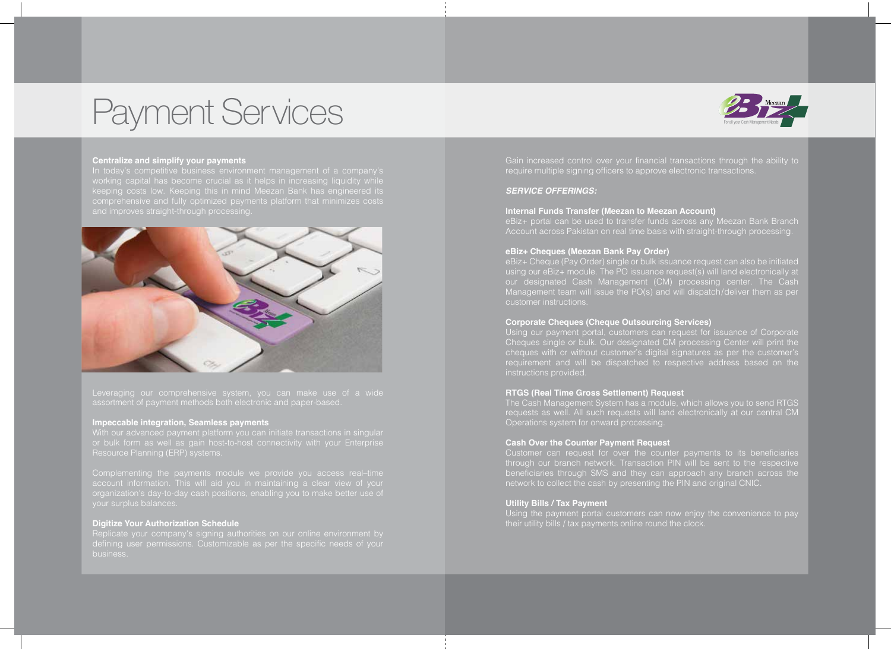# Payment Services

**Centralize and simplify your payments**

In today's competitive business environment management of a company's working capital has become crucial as it helps in increasing liquidity while keeping costs low. Keeping this in mind Meezan Bank has engineered its comprehensive and fully optimized payments platform that minimizes costs and improves straight-through processing.

Leveraging our comprehensive system, you can make use of a wide assortment of payment methods both electronic and paper-based.

**Impeccable integration, Seamless payments**

With our advanced payment platform you can initiate transactions in singular or bulk form as well as gain host-to-host connectivity with your Enterprise Resource Planning (ERP) systems.

Complementing the payments module we provide you access real–time account information. This will aid you in maintaining a clear view of your organization's day-to-day cash positions, enabling you to make better use of your surplus balances.

**Digitize Your Authorization Schedule**

Replicate your company's signing authorities on our online environment by defining user permissions. Customizable as per the specific needs of your business.

Gain increased control over your financial transactions through the ability to require multiple signing officers to approve electronic transactions.

***SERVICE OFFERINGS:***

**Internal Funds Transfer (Meezan to Meezan Account)**

eBiz+ portal can be used to transfer funds across any Meezan Bank Branch Account across Pakistan on real time basis with straight-through processing.

**eBiz+ Cheques (Meezan Bank Pay Order)**

eBiz+ Cheque (Pay Order) single or bulk issuance request can also be initiated using our eBiz+ module. The PO issuance request(s) will land electronically at our designated Cash Management (CM) processing center. The Cash Management team will issue the PO(s) and will dispatch/deliver them as per customer instructions.

**Corporate Cheques (Cheque Outsourcing Services)**

Using our payment portal, customers can request for issuance of Corporate Cheques single or bulk. Our designated CM processing Center will print the cheques with or without customer's digital signatures as per the customer's requirement and will be dispatched to respective address based on the instructions provided.

**RTGS (Real Time Gross Settlement) Request**

The Cash Management System has a module, which allows you to send RTGS requests as well. All such requests will land electronically at our central CM Operations system for onward processing.

**Cash Over the Counter Payment Request**

Customer can request for over the counter payments to its beneficiaries through our branch network. Transaction PIN will be sent to the respective beneficiaries through SMS and they can approach any branch across the network to collect the cash by presenting the PIN and original CNIC.

**Utility Bills / Tax Payment**

Using the payment portal customers can now enjoy the convenience to pay their utility bills / tax payments online round the clock.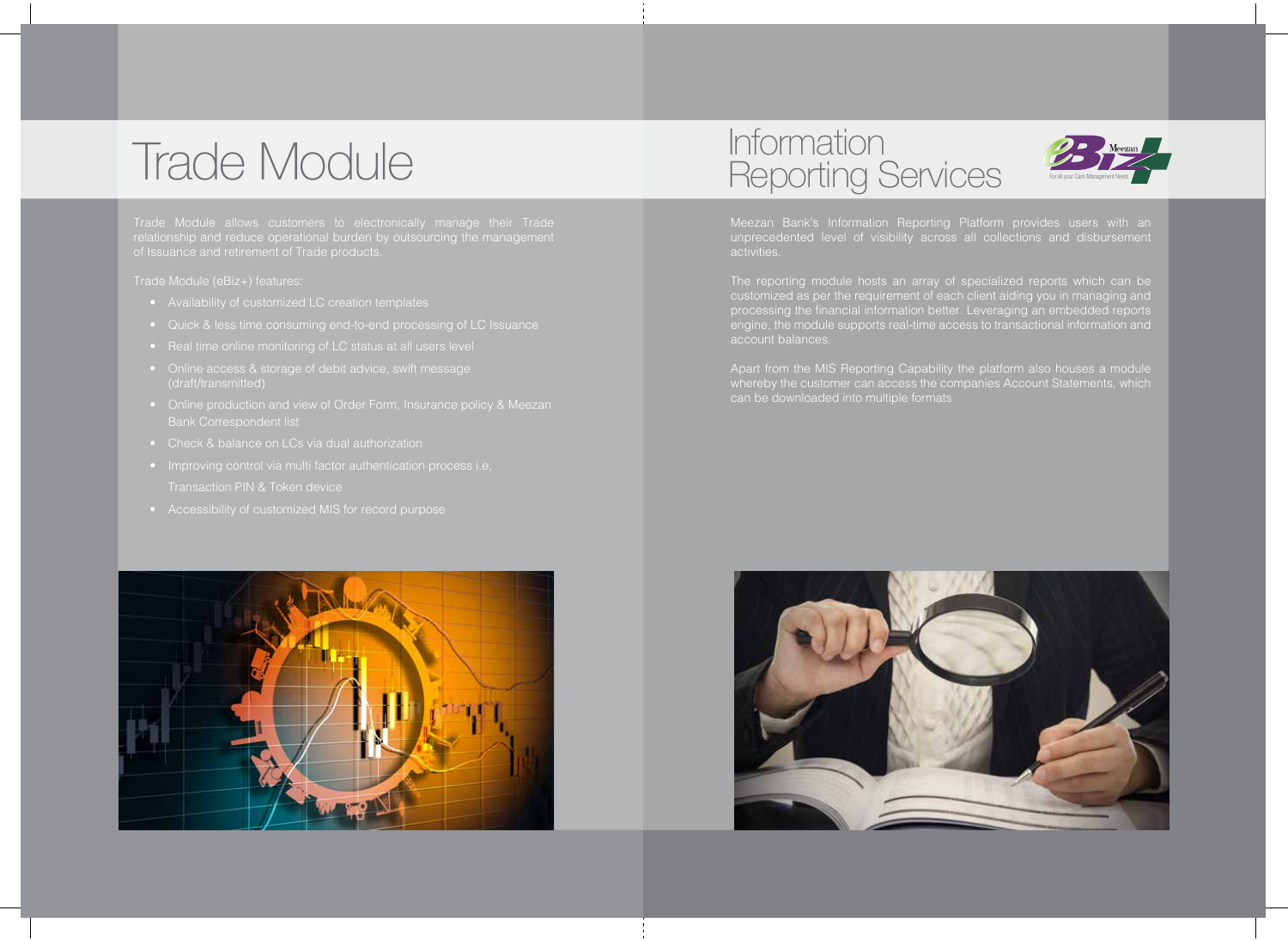# Trade Module

Trade Module allows customers to electronically manage their Trade relationship and reduce operational burden by outsourcing the management of Issuance and retirement of Trade products.

Trade Module (eBiz+) features:

- Availability of customized LC creation templates
- Quick & less time consuming end-to-end processing of LC Issuance
- Real time online monitoring of LC status at all users level
- Online access & storage of debit advice, swift message (draft/transmitted)
- Online production and view of Order Form, Insurance policy & Meezan Bank Correspondent list
- Check & balance on LCs via dual authorization
- Improving control via multi factor authentication process i.e, Transaction PIN & Token device
- Accessibility of customized MIS for record purpose

# Information Reporting Services

Meezan Bank's Information Reporting Platform provides users with an unprecedented level of visibility across all collections and disbursement activities.

The reporting module hosts an array of specialized reports which can be customized as per the requirement of each client aiding you in managing and processing the financial information better. Leveraging an embedded reports engine, the module supports real-time access to transactional information and account balances.

Apart from the MIS Reporting Capability the platform also houses a module whereby the customer can access the companies Account Statements, which can be downloaded into multiple formats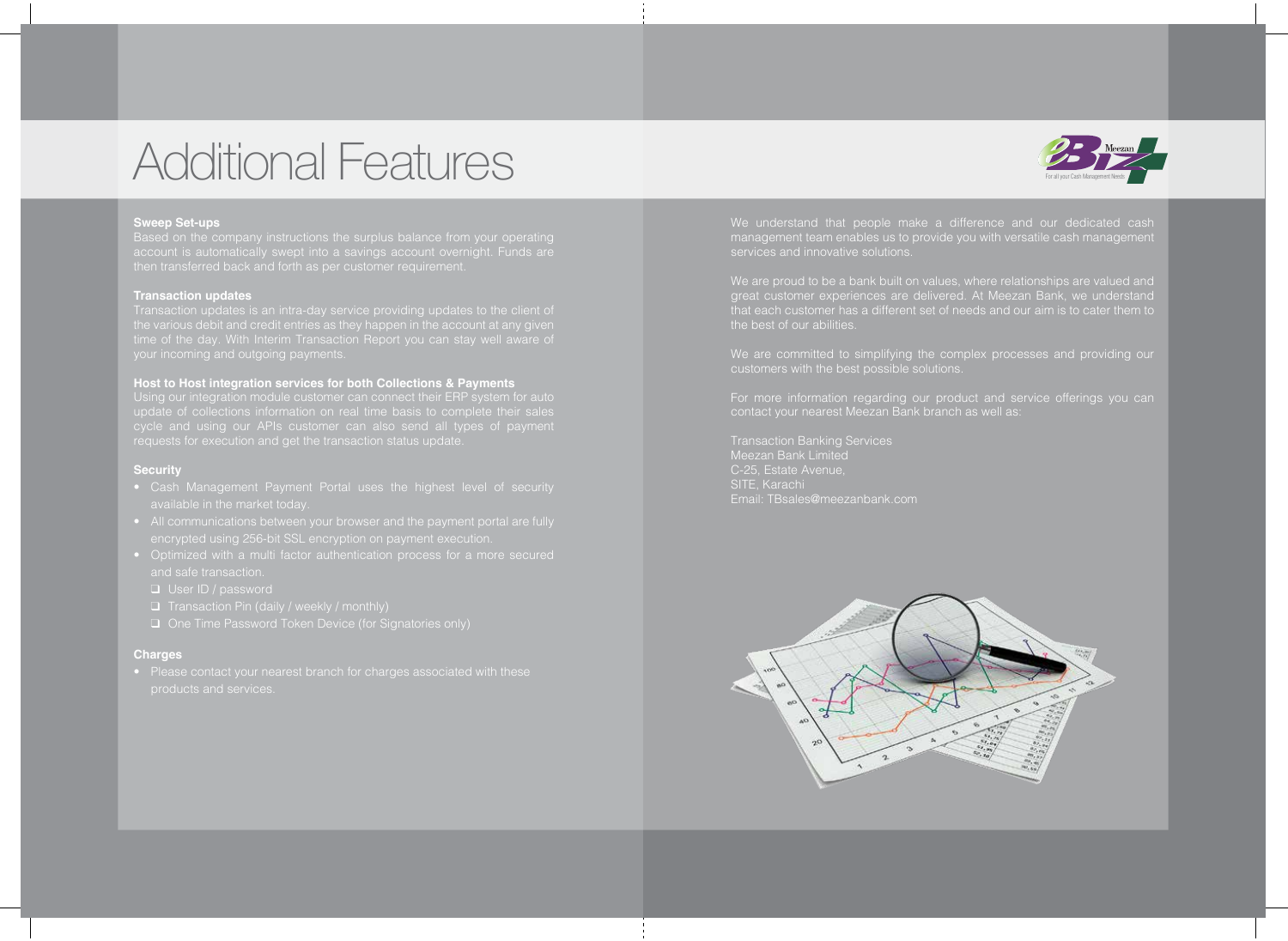# Additional Features

**Sweep Set-ups**
Based on the company instructions the surplus balance from your operating account is automatically swept into a savings account overnight. Funds are then transferred back and forth as per customer requirement.

**Transaction updates**
Transaction updates is an intra-day service providing updates to the client of the various debit and credit entries as they happen in the account at any given time of the day. With Interim Transaction Report you can stay well aware of your incoming and outgoing payments.

**Host to Host integration services for both Collections & Payments**
Using our integration module customer can connect their ERP system for auto update of collections information on real time basis to complete their sales cycle and using our APIs customer can also send all types of payment requests for execution and get the transaction status update.

**Security**

- Cash Management Payment Portal uses the highest level of security available in the market today.
- All communications between your browser and the payment portal are fully encrypted using 256-bit SSL encryption on payment execution.
- Optimized with a multi factor authentication process for a more secured and safe transaction.
  - ❑ User ID / password
  - ❑ Transaction Pin (daily / weekly / monthly)
  - ❑ One Time Password Token Device (for Signatories only)

**Charges**

- Please contact your nearest branch for charges associated with these products and services.

We understand that people make a difference and our dedicated cash management team enables us to provide you with versatile cash management services and innovative solutions.

We are proud to be a bank built on values, where relationships are valued and great customer experiences are delivered. At Meezan Bank, we understand that each customer has a different set of needs and our aim is to cater them to the best of our abilities.

We are committed to simplifying the complex processes and providing our customers with the best possible solutions.

For more information regarding our product and service offerings you can contact your nearest Meezan Bank branch as well as:

Transaction Banking Services
Meezan Bank Limited
C-25, Estate Avenue,
SITE, Karachi
Email: TBsales@meezanbank.com